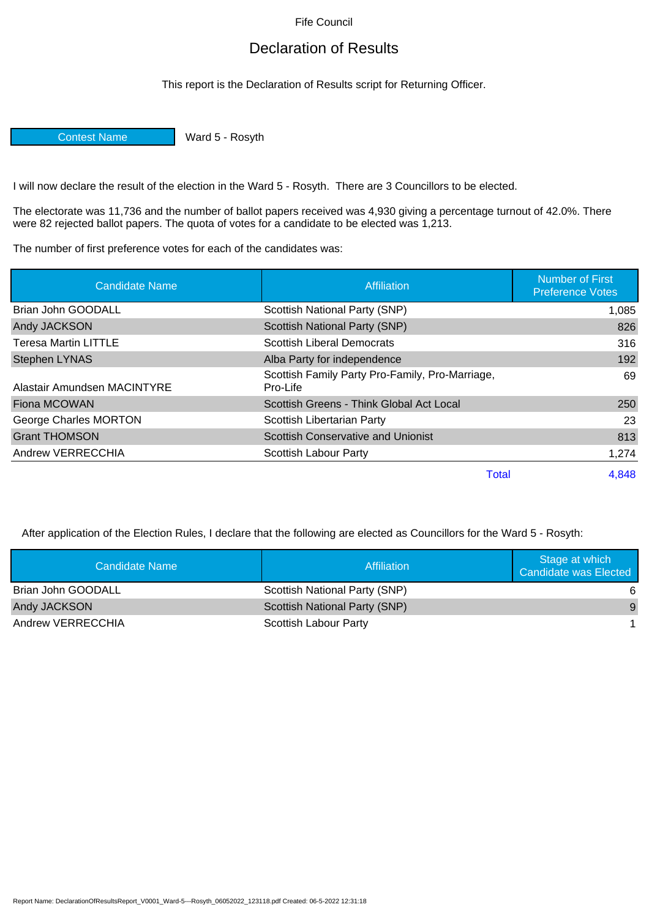Fife Council

# Declaration of Results

This report is the Declaration of Results script for Returning Officer.

| Contest Name | Ward 5 - Rosyth |
|---|---|

I will now declare the result of the election in the Ward 5 - Rosyth. There are 3 Councillors to be elected.

The electorate was 11,736 and the number of ballot papers received was 4,930 giving a percentage turnout of 42.0%. There were 82 rejected ballot papers. The quota of votes for a candidate to be elected was 1,213.

The number of first preference votes for each of the candidates was:

| Candidate Name | Affiliation | Number of First Preference Votes |
|---|---|---:|
| Brian John GOODALL | Scottish National Party (SNP) | 1,085 |
| Andy JACKSON | Scottish National Party (SNP) | 826 |
| Teresa Martin LITTLE | Scottish Liberal Democrats | 316 |
| Stephen LYNAS | Alba Party for independence | 192 |
| Alastair Amundsen MACINTYRE | Scottish Family Party Pro-Family, Pro-Marriage, Pro-Life | 69 |
| Fiona MCOWAN | Scottish Greens - Think Global Act Local | 250 |
| George Charles MORTON | Scottish Libertarian Party | 23 |
| Grant THOMSON | Scottish Conservative and Unionist | 813 |
| Andrew VERRECCHIA | Scottish Labour Party | 1,274 |
| | Total | 4,848 |

After application of the Election Rules, I declare that the following are elected as Councillors for the Ward 5 - Rosyth:

| Candidate Name | Affiliation | Stage at which Candidate was Elected |
|---|---|---:|
| Brian John GOODALL | Scottish National Party (SNP) | 6 |
| Andy JACKSON | Scottish National Party (SNP) | 9 |
| Andrew VERRECCHIA | Scottish Labour Party | 1 |

Report Name: DeclarationOfResultsReport_V0001_Ward-5---Rosyth_06052022_123118.pdf Created: 06-5-2022 12:31:18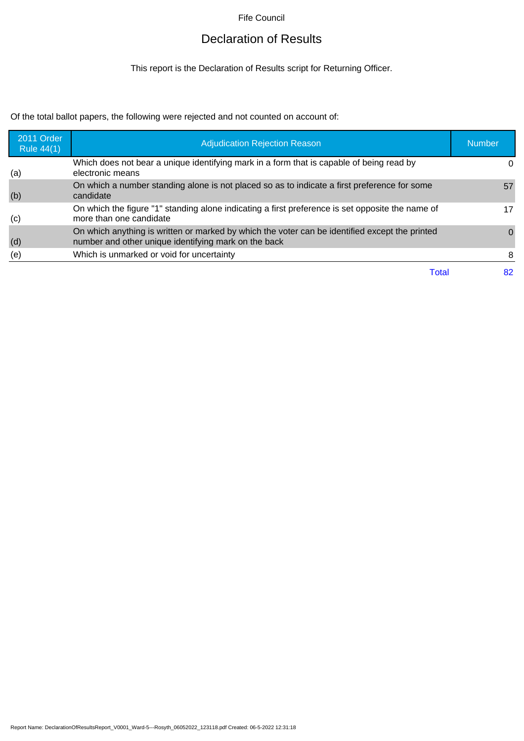Fife Council

# Declaration of Results

This report is the Declaration of Results script for Returning Officer.

Of the total ballot papers, the following were rejected and not counted on account of:

| 2011 Order Rule 44(1) | Adjudication Rejection Reason | Number |
|---|---|---|
| (a) | Which does not bear a unique identifying mark in a form that is capable of being read by electronic means | 0 |
| (b) | On which a number standing alone is not placed so as to indicate a first preference for some candidate | 57 |
| (c) | On which the figure "1" standing alone indicating a first preference is set opposite the name of more than one candidate | 17 |
| (d) | On which anything is written or marked by which the voter can be identified except the printed number and other unique identifying mark on the back | 0 |
| (e) | Which is unmarked or void for uncertainty | 8 |
| | Total | 82 |

Report Name: DeclarationOfResultsReport_V0001_Ward-5---Rosyth_06052022_123118.pdf Created: 06-5-2022 12:31:18